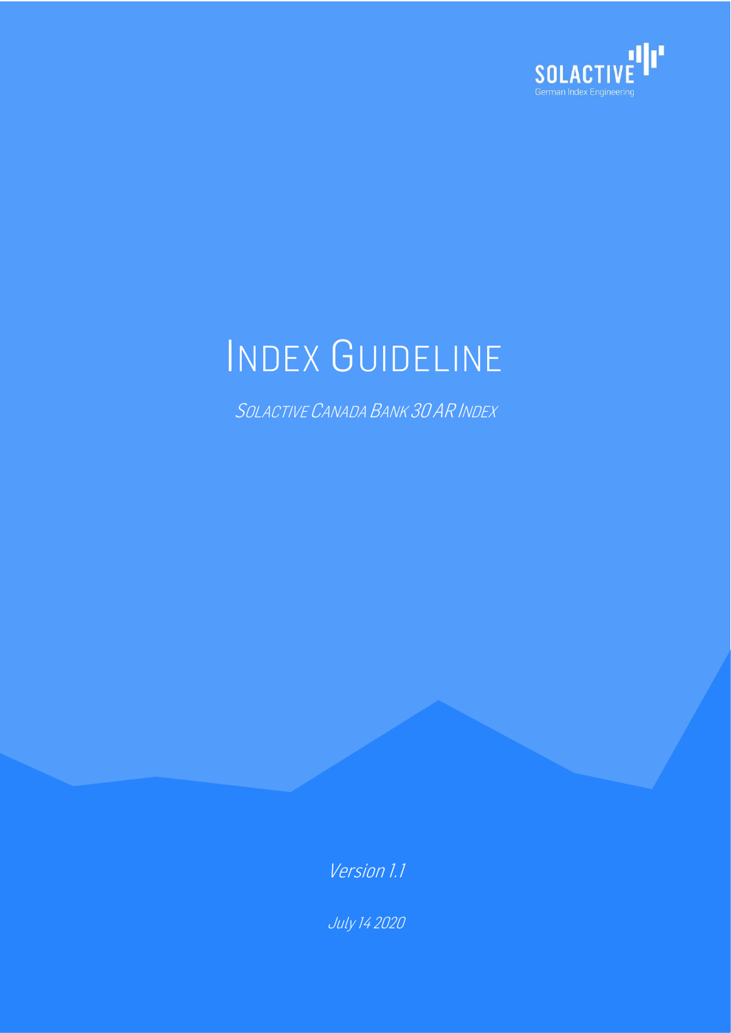# INDEX GUIDELINE

*SOLACTIVE CANADA BANK 30 AR INDEX*

*Version 1.1*

*July 14 2020*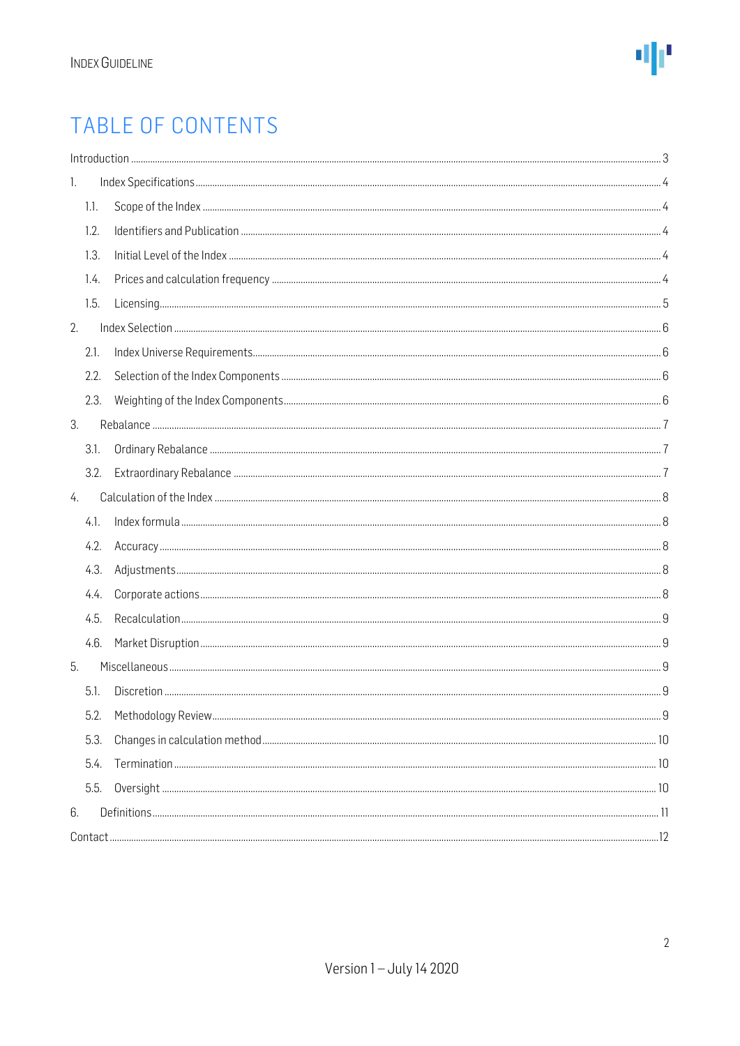# TABLE OF CONTENTS

Introduction ..... 3

1. Index Specifications ..... 4
   - 1.1. Scope of the Index ..... 4
   - 1.2. Identifiers and Publication ..... 4
   - 1.3. Initial Level of the Index ..... 4
   - 1.4. Prices and calculation frequency ..... 4
   - 1.5. Licensing ..... 5
2. Index Selection ..... 6
   - 2.1. Index Universe Requirements ..... 6
   - 2.2. Selection of the Index Components ..... 6
   - 2.3. Weighting of the Index Components ..... 6
3. Rebalance ..... 7
   - 3.1. Ordinary Rebalance ..... 7
   - 3.2. Extraordinary Rebalance ..... 7
4. Calculation of the Index ..... 8
   - 4.1. Index formula ..... 8
   - 4.2. Accuracy ..... 8
   - 4.3. Adjustments ..... 8
   - 4.4. Corporate actions ..... 8
   - 4.5. Recalculation ..... 9
   - 4.6. Market Disruption ..... 9
5. Miscellaneous ..... 9
   - 5.1. Discretion ..... 9
   - 5.2. Methodology Review ..... 9
   - 5.3. Changes in calculation method ..... 10
   - 5.4. Termination ..... 10
   - 5.5. Oversight ..... 10
6. Definitions ..... 11

Contact ..... 12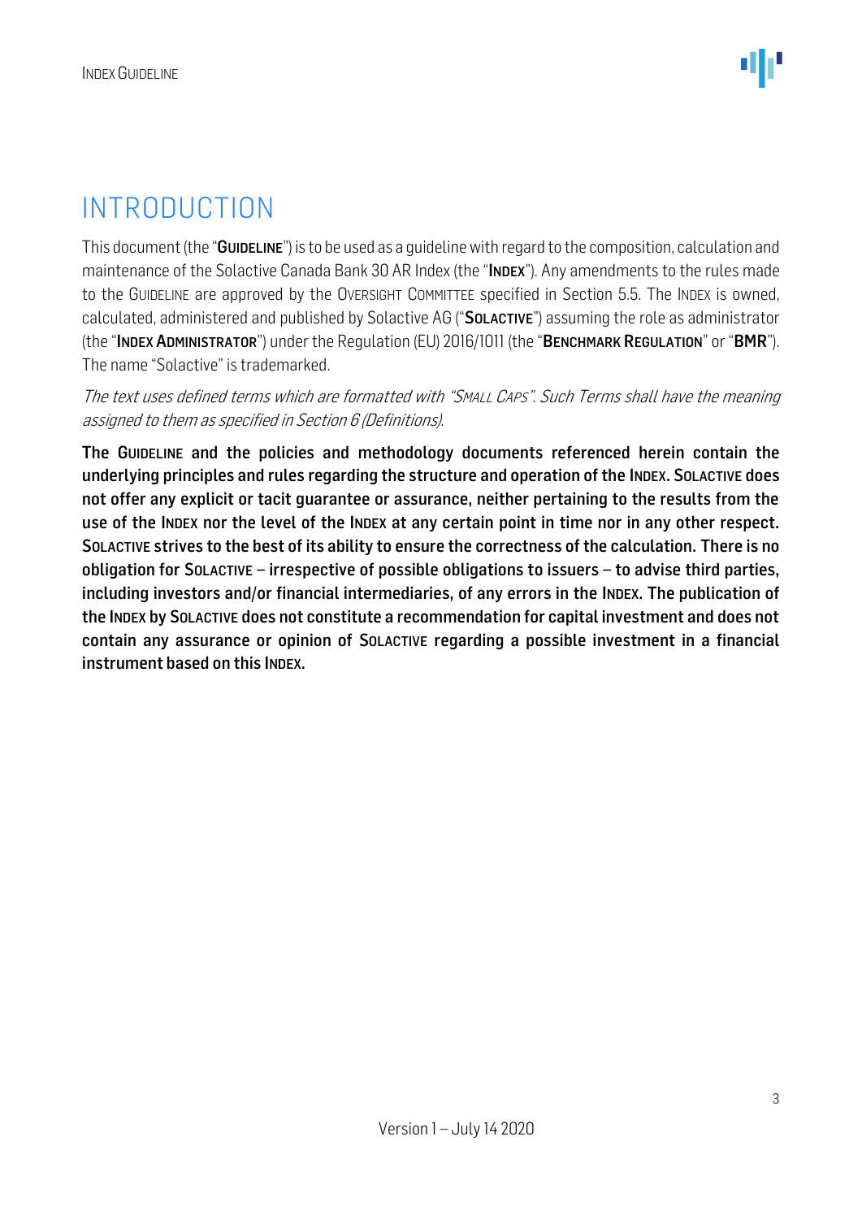# INTRODUCTION

This document (the "**GUIDELINE**") is to be used as a guideline with regard to the composition, calculation and maintenance of the Solactive Canada Bank 30 AR Index (the "**INDEX**"). Any amendments to the rules made to the GUIDELINE are approved by the OVERSIGHT COMMITTEE specified in Section 5.5. The INDEX is owned, calculated, administered and published by Solactive AG ("**SOLACTIVE**") assuming the role as administrator (the "**INDEX ADMINISTRATOR**") under the Regulation (EU) 2016/1011 (the "**BENCHMARK REGULATION**" or "**BMR**"). The name "Solactive" is trademarked.

*The text uses defined terms which are formatted with "SMALL CAPS". Such Terms shall have the meaning assigned to them as specified in Section 6 (Definitions).*

**The GUIDELINE and the policies and methodology documents referenced herein contain the underlying principles and rules regarding the structure and operation of the INDEX. SOLACTIVE does not offer any explicit or tacit guarantee or assurance, neither pertaining to the results from the use of the INDEX nor the level of the INDEX at any certain point in time nor in any other respect. SOLACTIVE strives to the best of its ability to ensure the correctness of the calculation. There is no obligation for SOLACTIVE – irrespective of possible obligations to issuers – to advise third parties, including investors and/or financial intermediaries, of any errors in the INDEX. The publication of the INDEX by SOLACTIVE does not constitute a recommendation for capital investment and does not contain any assurance or opinion of SOLACTIVE regarding a possible investment in a financial instrument based on this INDEX.**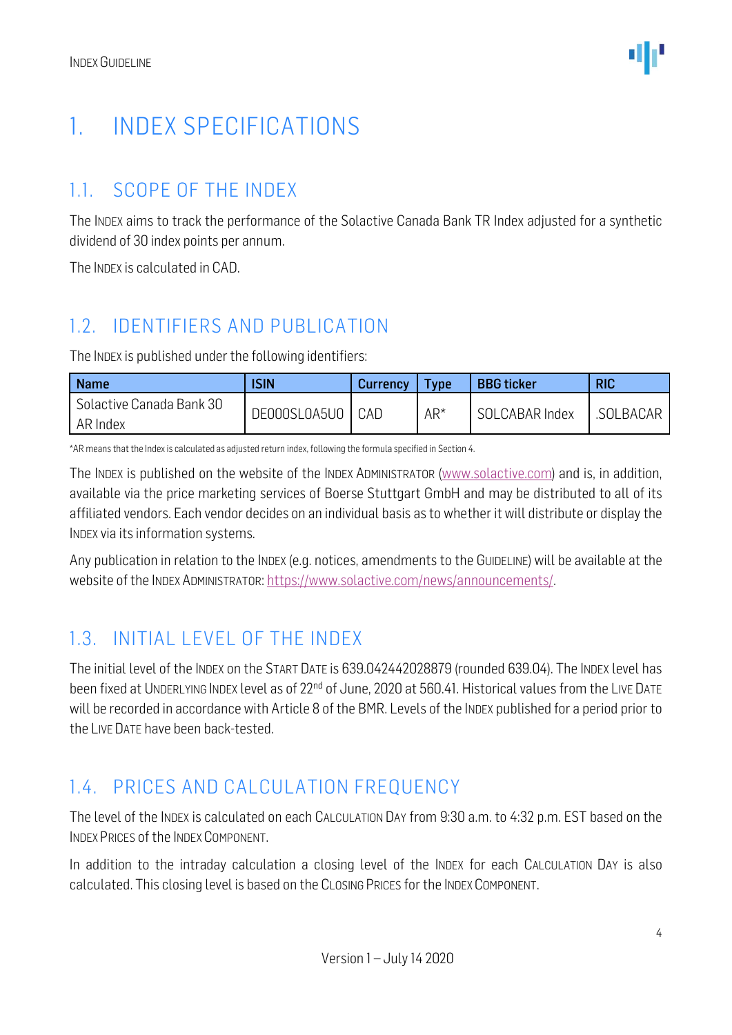# 1. INDEX SPECIFICATIONS

## 1.1. SCOPE OF THE INDEX

The INDEX aims to track the performance of the Solactive Canada Bank TR Index adjusted for a synthetic dividend of 30 index points per annum.

The INDEX is calculated in CAD.

## 1.2. IDENTIFIERS AND PUBLICATION

The INDEX is published under the following identifiers:

| Name | ISIN | Currency | Type | BBG ticker | RIC |
|---|---|---|---|---|---|
| Solactive Canada Bank 30 AR Index | DE000SL0A5U0 | CAD | AR* | SOLCABAR Index | .SOLBACAR |

*AR means that the Index is calculated as adjusted return index, following the formula specified in Section 4.

The INDEX is published on the website of the INDEX ADMINISTRATOR (www.solactive.com) and is, in addition, available via the price marketing services of Boerse Stuttgart GmbH and may be distributed to all of its affiliated vendors. Each vendor decides on an individual basis as to whether it will distribute or display the INDEX via its information systems.

Any publication in relation to the INDEX (e.g. notices, amendments to the GUIDELINE) will be available at the website of the INDEX ADMINISTRATOR: https://www.solactive.com/news/announcements/.

## 1.3. INITIAL LEVEL OF THE INDEX

The initial level of the INDEX on the START DATE is 639.042442028879 (rounded 639.04). The INDEX level has been fixed at UNDERLYING INDEX level as of 22nd of June, 2020 at 560.41. Historical values from the LIVE DATE will be recorded in accordance with Article 8 of the BMR. Levels of the INDEX published for a period prior to the LIVE DATE have been back-tested.

## 1.4. PRICES AND CALCULATION FREQUENCY

The level of the INDEX is calculated on each CALCULATION DAY from 9:30 a.m. to 4:32 p.m. EST based on the INDEX PRICES of the INDEX COMPONENT.

In addition to the intraday calculation a closing level of the INDEX for each CALCULATION DAY is also calculated. This closing level is based on the CLOSING PRICES for the INDEX COMPONENT.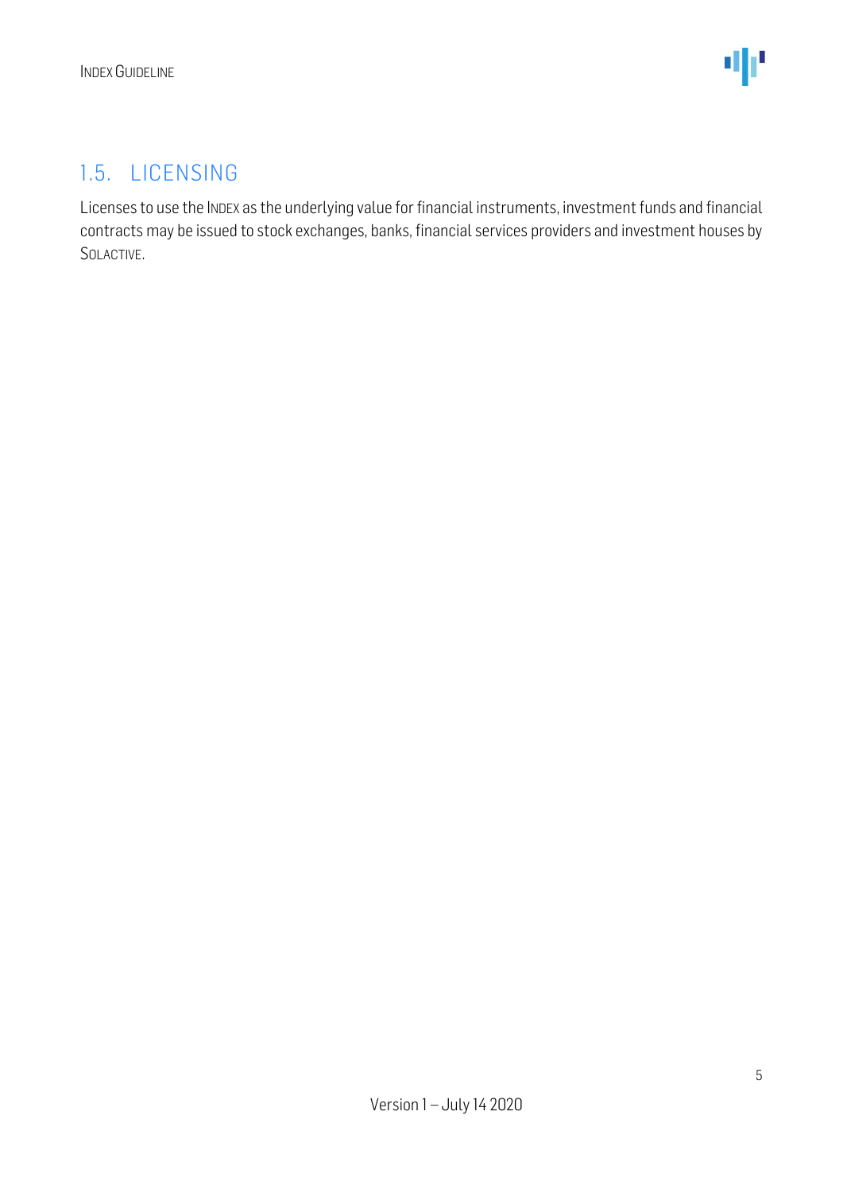## 1.5. LICENSING

Licenses to use the INDEX as the underlying value for financial instruments, investment funds and financial contracts may be issued to stock exchanges, banks, financial services providers and investment houses by SOLACTIVE.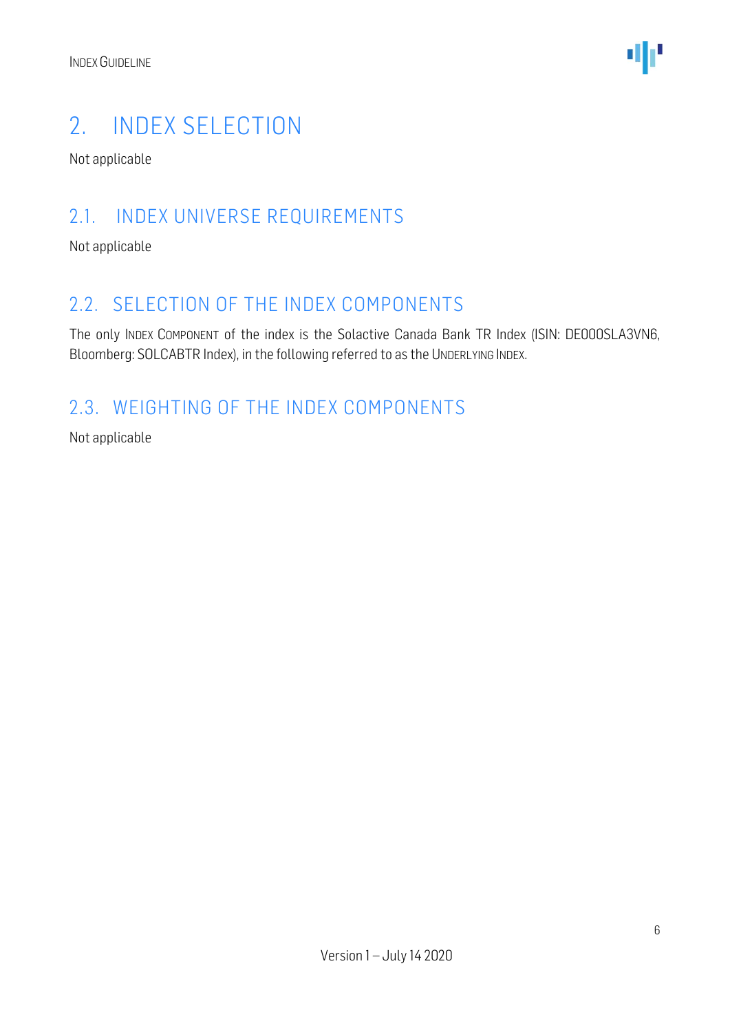# 2. INDEX SELECTION

Not applicable

## 2.1. INDEX UNIVERSE REQUIREMENTS

Not applicable

## 2.2. SELECTION OF THE INDEX COMPONENTS

The only INDEX COMPONENT of the index is the Solactive Canada Bank TR Index (ISIN: DE000SLA3VN6, Bloomberg: SOLCABTR Index), in the following referred to as the UNDERLYING INDEX.

## 2.3. WEIGHTING OF THE INDEX COMPONENTS

Not applicable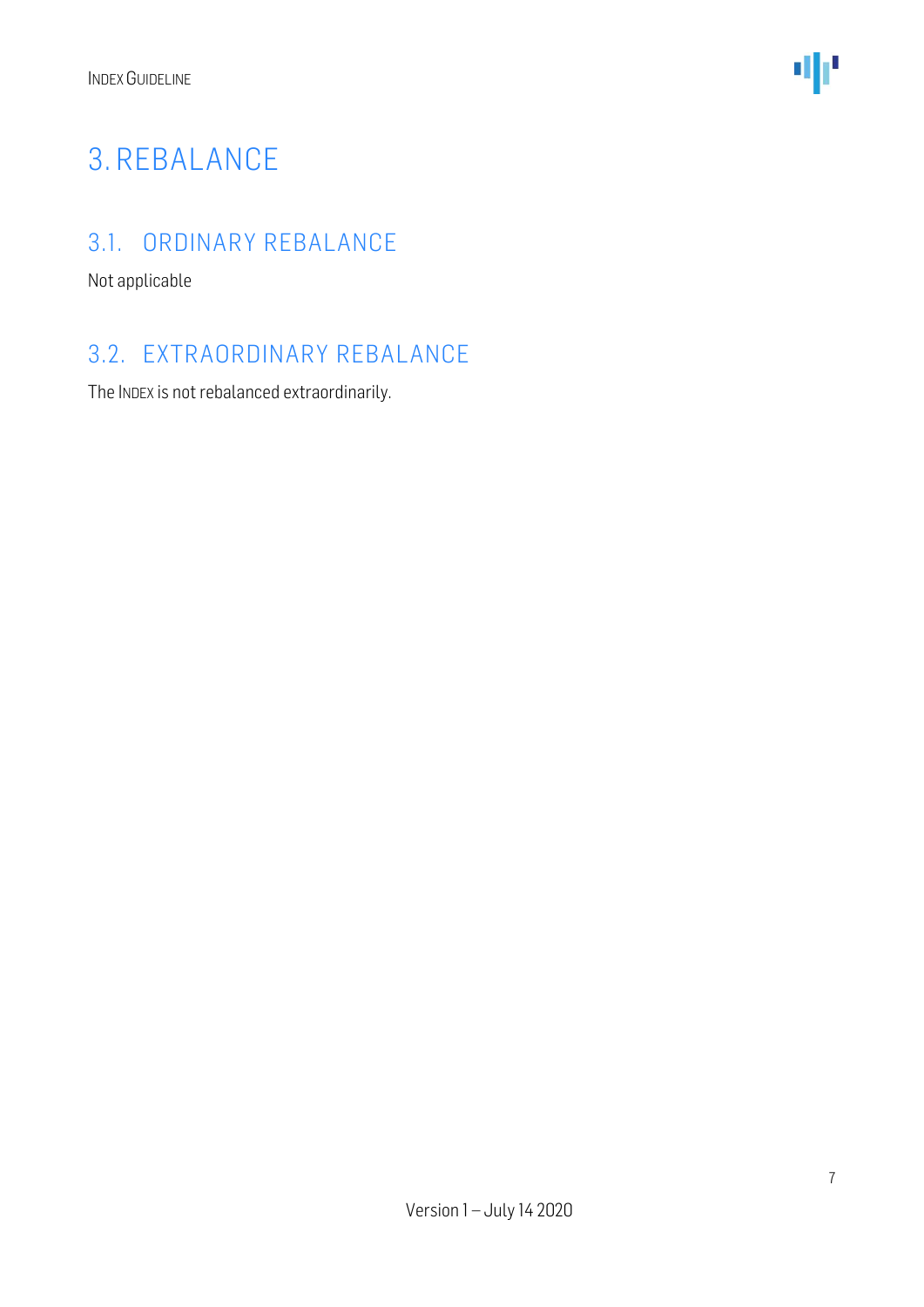# 3. REBALANCE

## 3.1. ORDINARY REBALANCE

Not applicable

## 3.2. EXTRAORDINARY REBALANCE

The INDEX is not rebalanced extraordinarily.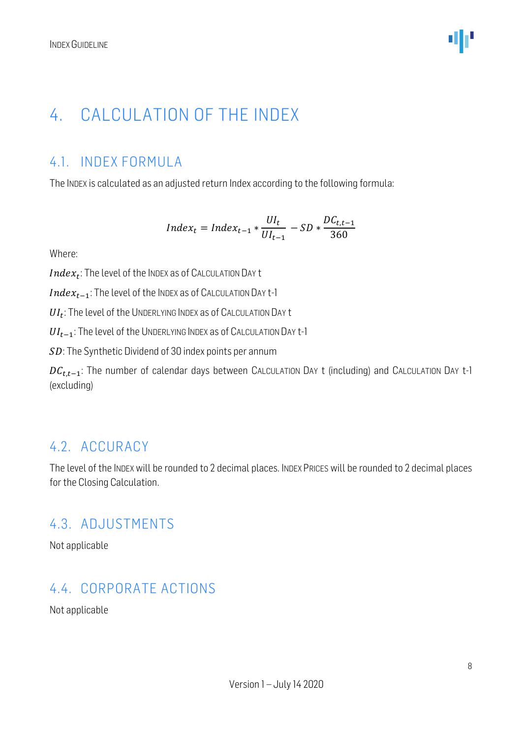# 4. CALCULATION OF THE INDEX

## 4.1. INDEX FORMULA

The INDEX is calculated as an adjusted return Index according to the following formula:

$$Index_t = Index_{t-1} * \frac{UI_t}{UI_{t-1}} - SD * \frac{DC_{t,t-1}}{360}$$

Where:

$Index_t$: The level of the INDEX as of CALCULATION DAY t

$Index_{t-1}$: The level of the INDEX as of CALCULATION DAY t-1

$UI_t$: The level of the UNDERLYING INDEX as of CALCULATION DAY t

$UI_{t-1}$: The level of the UNDERLYING INDEX as of CALCULATION DAY t-1

$SD$: The Synthetic Dividend of 30 index points per annum

$DC_{t,t-1}$: The number of calendar days between CALCULATION DAY t (including) and CALCULATION DAY t-1 (excluding)

## 4.2. ACCURACY

The level of the INDEX will be rounded to 2 decimal places. INDEX PRICES will be rounded to 2 decimal places for the Closing Calculation.

## 4.3. ADJUSTMENTS

Not applicable

## 4.4. CORPORATE ACTIONS

Not applicable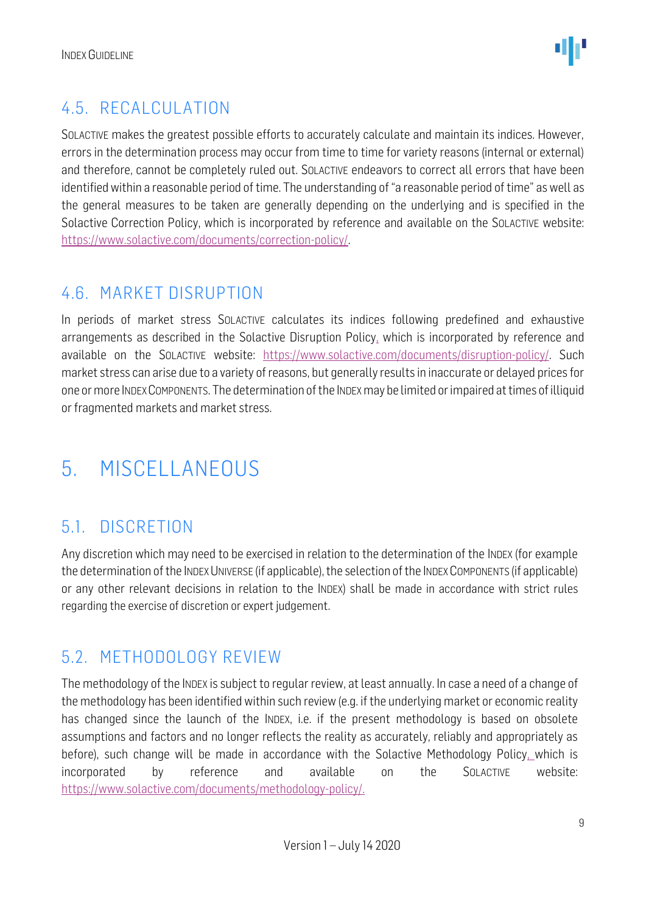## 4.5. RECALCULATION

SOLACTIVE makes the greatest possible efforts to accurately calculate and maintain its indices. However, errors in the determination process may occur from time to time for variety reasons (internal or external) and therefore, cannot be completely ruled out. SOLACTIVE endeavors to correct all errors that have been identified within a reasonable period of time. The understanding of "a reasonable period of time" as well as the general measures to be taken are generally depending on the underlying and is specified in the Solactive Correction Policy, which is incorporated by reference and available on the SOLACTIVE website: https://www.solactive.com/documents/correction-policy/.

## 4.6. MARKET DISRUPTION

In periods of market stress SOLACTIVE calculates its indices following predefined and exhaustive arrangements as described in the Solactive Disruption Policy, which is incorporated by reference and available on the SOLACTIVE website: https://www.solactive.com/documents/disruption-policy/. Such market stress can arise due to a variety of reasons, but generally results in inaccurate or delayed prices for one or more INDEX COMPONENTS. The determination of the INDEX may be limited or impaired at times of illiquid or fragmented markets and market stress.

# 5. MISCELLANEOUS

## 5.1. DISCRETION

Any discretion which may need to be exercised in relation to the determination of the INDEX (for example the determination of the INDEX UNIVERSE (if applicable), the selection of the INDEX COMPONENTS (if applicable) or any other relevant decisions in relation to the INDEX) shall be made in accordance with strict rules regarding the exercise of discretion or expert judgement.

## 5.2. METHODOLOGY REVIEW

The methodology of the INDEX is subject to regular review, at least annually. In case a need of a change of the methodology has been identified within such review (e.g. if the underlying market or economic reality has changed since the launch of the INDEX, i.e. if the present methodology is based on obsolete assumptions and factors and no longer reflects the reality as accurately, reliably and appropriately as before), such change will be made in accordance with the Solactive Methodology Policy, which is incorporated by reference and available on the SOLACTIVE website: https://www.solactive.com/documents/methodology-policy/.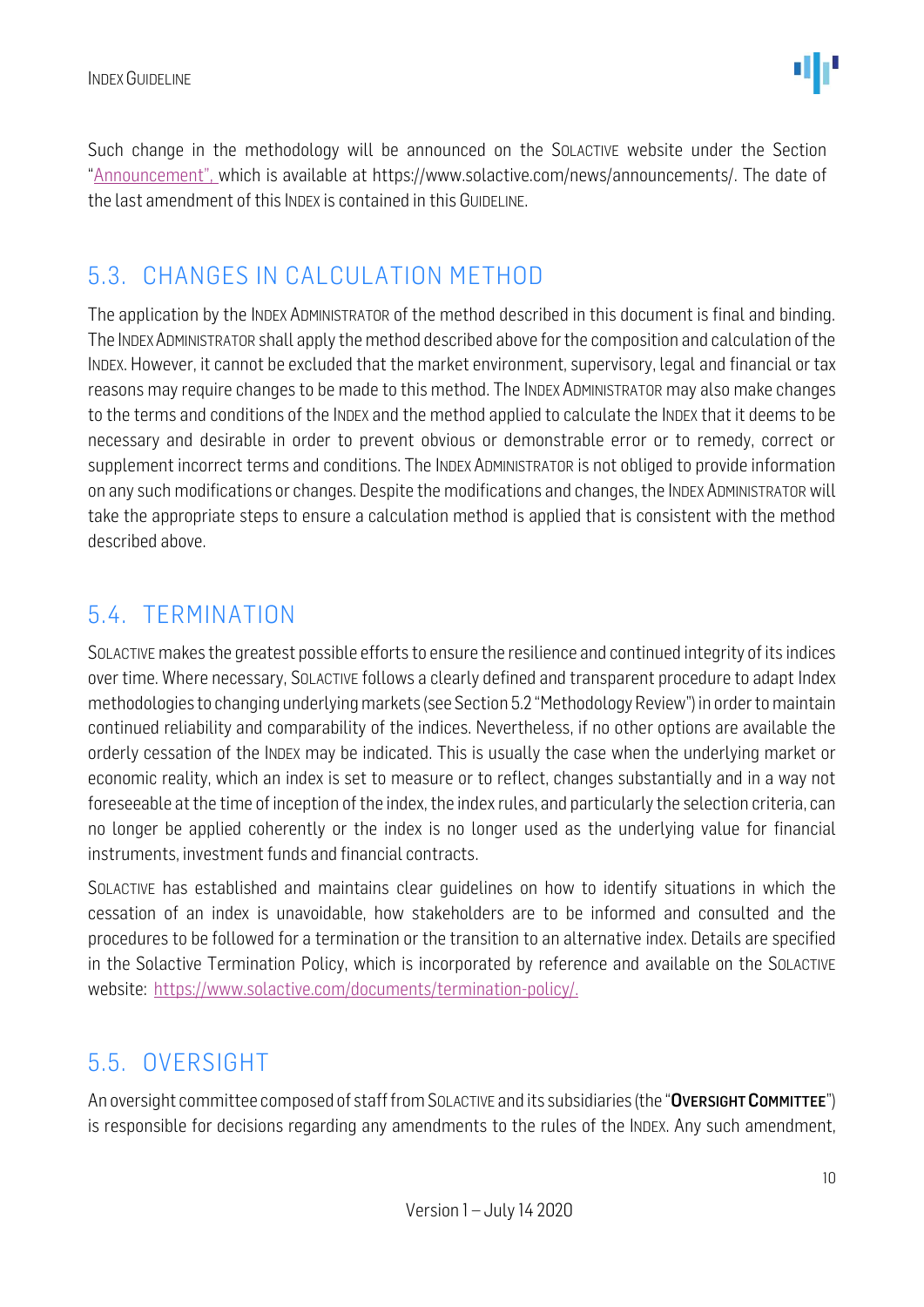Such change in the methodology will be announced on the SOLACTIVE website under the Section "[Announcement"](https://www.solactive.com/news/announcements/), which is available at https://www.solactive.com/news/announcements/. The date of the last amendment of this INDEX is contained in this GUIDELINE.

## 5.3. CHANGES IN CALCULATION METHOD

The application by the INDEX ADMINISTRATOR of the method described in this document is final and binding. The INDEX ADMINISTRATOR shall apply the method described above for the composition and calculation of the INDEX. However, it cannot be excluded that the market environment, supervisory, legal and financial or tax reasons may require changes to be made to this method. The INDEX ADMINISTRATOR may also make changes to the terms and conditions of the INDEX and the method applied to calculate the INDEX that it deems to be necessary and desirable in order to prevent obvious or demonstrable error or to remedy, correct or supplement incorrect terms and conditions. The INDEX ADMINISTRATOR is not obliged to provide information on any such modifications or changes. Despite the modifications and changes, the INDEX ADMINISTRATOR will take the appropriate steps to ensure a calculation method is applied that is consistent with the method described above.

## 5.4. TERMINATION

SOLACTIVE makes the greatest possible efforts to ensure the resilience and continued integrity of its indices over time. Where necessary, SOLACTIVE follows a clearly defined and transparent procedure to adapt Index methodologies to changing underlying markets (see Section 5.2 "Methodology Review") in order to maintain continued reliability and comparability of the indices. Nevertheless, if no other options are available the orderly cessation of the INDEX may be indicated. This is usually the case when the underlying market or economic reality, which an index is set to measure or to reflect, changes substantially and in a way not foreseeable at the time of inception of the index, the index rules, and particularly the selection criteria, can no longer be applied coherently or the index is no longer used as the underlying value for financial instruments, investment funds and financial contracts.

SOLACTIVE has established and maintains clear guidelines on how to identify situations in which the cessation of an index is unavoidable, how stakeholders are to be informed and consulted and the procedures to be followed for a termination or the transition to an alternative index. Details are specified in the Solactive Termination Policy, which is incorporated by reference and available on the SOLACTIVE website: [https://www.solactive.com/documents/termination-policy/.](https://www.solactive.com/documents/termination-policy/)

## 5.5. OVERSIGHT

An oversight committee composed of staff from SOLACTIVE and its subsidiaries (the "**OVERSIGHT COMMITTEE**") is responsible for decisions regarding any amendments to the rules of the INDEX. Any such amendment,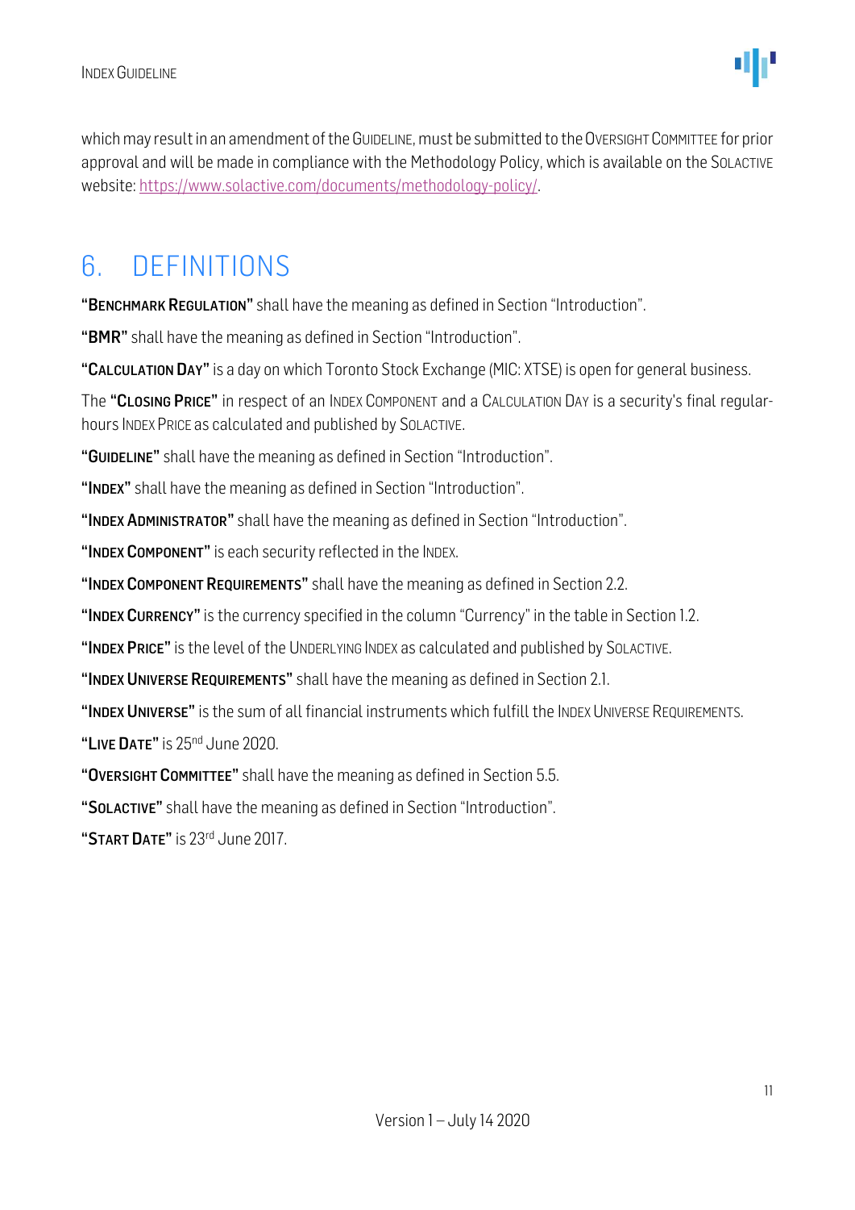which may result in an amendment of the GUIDELINE, must be submitted to the OVERSIGHT COMMITTEE for prior approval and will be made in compliance with the Methodology Policy, which is available on the SOLACTIVE website: https://www.solactive.com/documents/methodology-policy/.

# 6. DEFINITIONS

**"BENCHMARK REGULATION"** shall have the meaning as defined in Section "Introduction".

**"BMR"** shall have the meaning as defined in Section "Introduction".

**"CALCULATION DAY"** is a day on which Toronto Stock Exchange (MIC: XTSE) is open for general business.

The **"CLOSING PRICE"** in respect of an INDEX COMPONENT and a CALCULATION DAY is a security's final regular-hours INDEX PRICE as calculated and published by SOLACTIVE.

**"GUIDELINE"** shall have the meaning as defined in Section "Introduction".

**"INDEX"** shall have the meaning as defined in Section "Introduction".

**"INDEX ADMINISTRATOR"** shall have the meaning as defined in Section "Introduction".

**"INDEX COMPONENT"** is each security reflected in the INDEX.

**"INDEX COMPONENT REQUIREMENTS"** shall have the meaning as defined in Section 2.2.

**"INDEX CURRENCY"** is the currency specified in the column "Currency" in the table in Section 1.2.

**"INDEX PRICE"** is the level of the UNDERLYING INDEX as calculated and published by SOLACTIVE.

**"INDEX UNIVERSE REQUIREMENTS"** shall have the meaning as defined in Section 2.1.

**"INDEX UNIVERSE"** is the sum of all financial instruments which fulfill the INDEX UNIVERSE REQUIREMENTS.

**"LIVE DATE"** is 25nd June 2020.

**"OVERSIGHT COMMITTEE"** shall have the meaning as defined in Section 5.5.

**"SOLACTIVE"** shall have the meaning as defined in Section "Introduction".

**"START DATE"** is 23rd June 2017.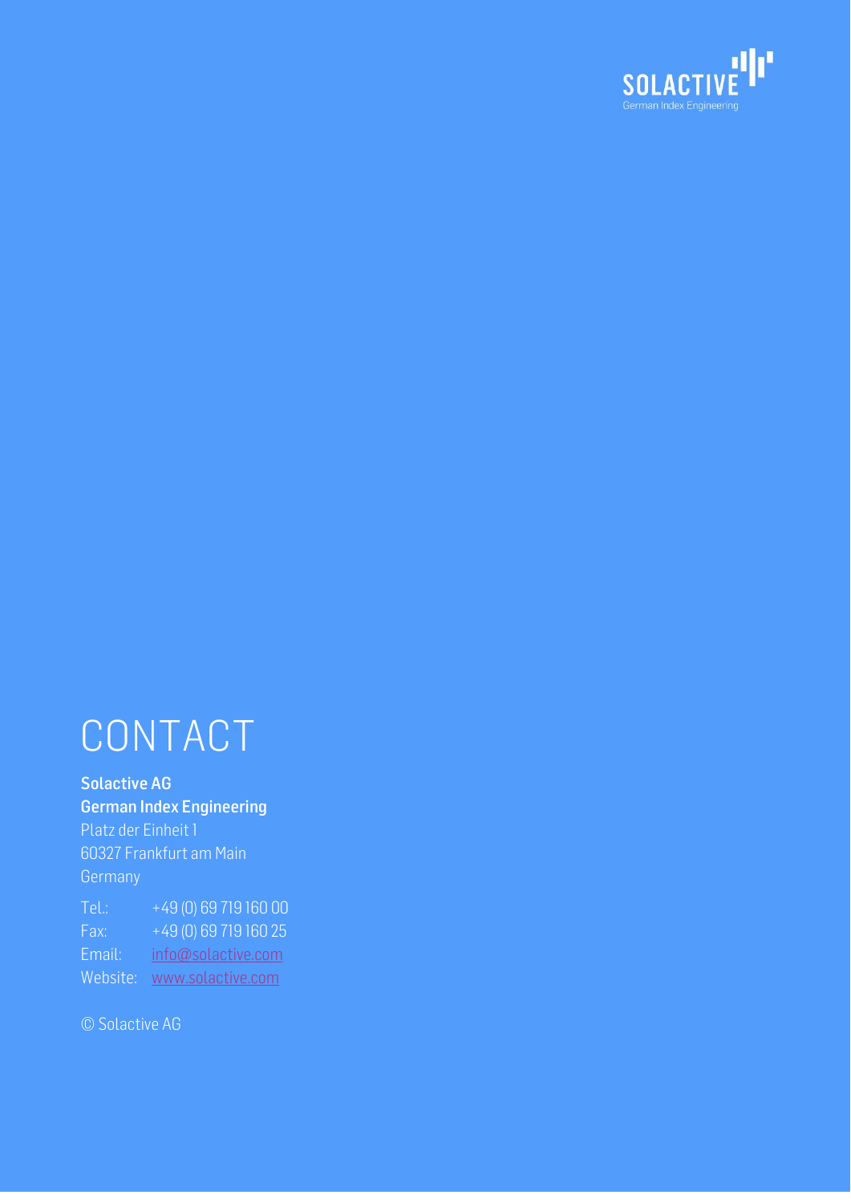# CONTACT

**Solactive AG**
**German Index Engineering**
Platz der Einheit 1
60327 Frankfurt am Main
Germany

Tel.: +49 (0) 69 719 160 00
Fax: +49 (0) 69 719 160 25
Email: info@solactive.com
Website: www.solactive.com

© Solactive AG